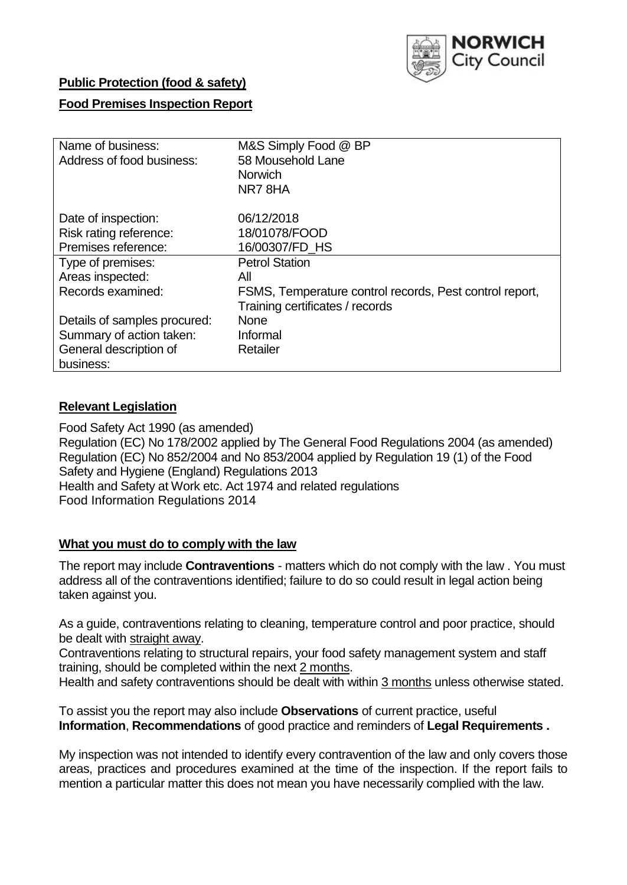**Public Protection (food & safety)**

**Food Premises Inspection Report**

| Name of business: | M&S Simply Food @ BP |
|---|---|
| Address of food business: | 58 Mousehold Lane<br>Norwich<br>NR7 8HA |
| Date of inspection: | 06/12/2018 |
| Risk rating reference: | 18/01078/FOOD |
| Premises reference: | 16/00307/FD_HS |
| Type of premises: | Petrol Station |
| Areas inspected: | All |
| Records examined: | FSMS, Temperature control records, Pest control report, Training certificates / records |
| Details of samples procured: | None |
| Summary of action taken: | Informal |
| General description of business: | Retailer |

## **Relevant Legislation**

Food Safety Act 1990 (as amended)
Regulation (EC) No 178/2002 applied by The General Food Regulations 2004 (as amended)
Regulation (EC) No 852/2004 and No 853/2004 applied by Regulation 19 (1) of the Food Safety and Hygiene (England) Regulations 2013
Health and Safety at Work etc. Act 1974 and related regulations
Food Information Regulations 2014

## **What you must do to comply with the law**

The report may include **Contraventions** - matters which do not comply with the law . You must address all of the contraventions identified; failure to do so could result in legal action being taken against you.

As a guide, contraventions relating to cleaning, temperature control and poor practice, should be dealt with straight away.
Contraventions relating to structural repairs, your food safety management system and staff training, should be completed within the next 2 months.
Health and safety contraventions should be dealt with within 3 months unless otherwise stated.

To assist you the report may also include **Observations** of current practice, useful **Information**, **Recommendations** of good practice and reminders of **Legal Requirements .**

My inspection was not intended to identify every contravention of the law and only covers those areas, practices and procedures examined at the time of the inspection. If the report fails to mention a particular matter this does not mean you have necessarily complied with the law.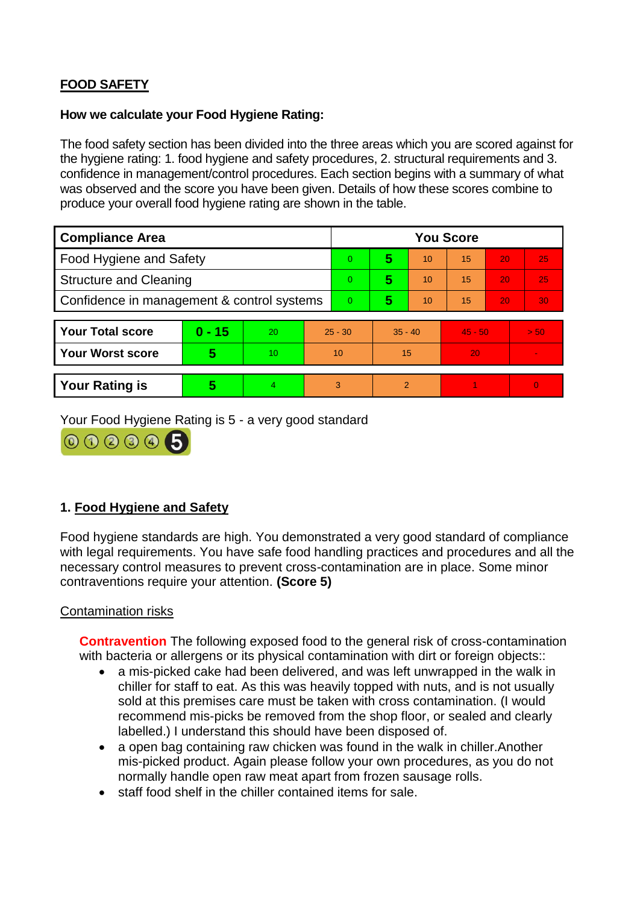## FOOD SAFETY

**How we calculate your Food Hygiene Rating:**

The food safety section has been divided into the three areas which you are scored against for the hygiene rating: 1. food hygiene and safety procedures, 2. structural requirements and 3. confidence in management/control procedures. Each section begins with a summary of what was observed and the score you have been given. Details of how these scores combine to produce your overall food hygiene rating are shown in the table.

| Compliance Area | You Score | | | | | |
|---|---|---|---|---|---|---|
| Food Hygiene and Safety | 0 | **5** | 10 | 15 | 20 | 25 |
| Structure and Cleaning | 0 | **5** | 10 | 15 | 20 | 25 |
| Confidence in management & control systems | 0 | **5** | 10 | 15 | 20 | 30 |

| | | | | | | |
|---|---|---|---|---|---|---|
| **Your Total score** | **0 - 15** | 20 | 25 - 30 | 35 - 40 | 45 - 50 | > 50 |
| **Your Worst score** | **5** | 10 | 10 | 15 | 20 | - |

| | | | | | | |
|---|---|---|---|---|---|---|
| **Your Rating is** | **5** | 4 | 3 | 2 | 1 | 0 |

Your Food Hygiene Rating is 5 - a very good standard

## 1. Food Hygiene and Safety

Food hygiene standards are high. You demonstrated a very good standard of compliance with legal requirements. You have safe food handling practices and procedures and all the necessary control measures to prevent cross-contamination are in place. Some minor contraventions require your attention. **(Score 5)**

### Contamination risks

**Contravention** The following exposed food to the general risk of cross-contamination with bacteria or allergens or its physical contamination with dirt or foreign objects::

- a mis-picked cake had been delivered, and was left unwrapped in the walk in chiller for staff to eat. As this was heavily topped with nuts, and is not usually sold at this premises care must be taken with cross contamination. (I would recommend mis-picks be removed from the shop floor, or sealed and clearly labelled.) I understand this should have been disposed of.
- a open bag containing raw chicken was found in the walk in chiller.Another mis-picked product. Again please follow your own procedures, as you do not normally handle open raw meat apart from frozen sausage rolls.
- staff food shelf in the chiller contained items for sale.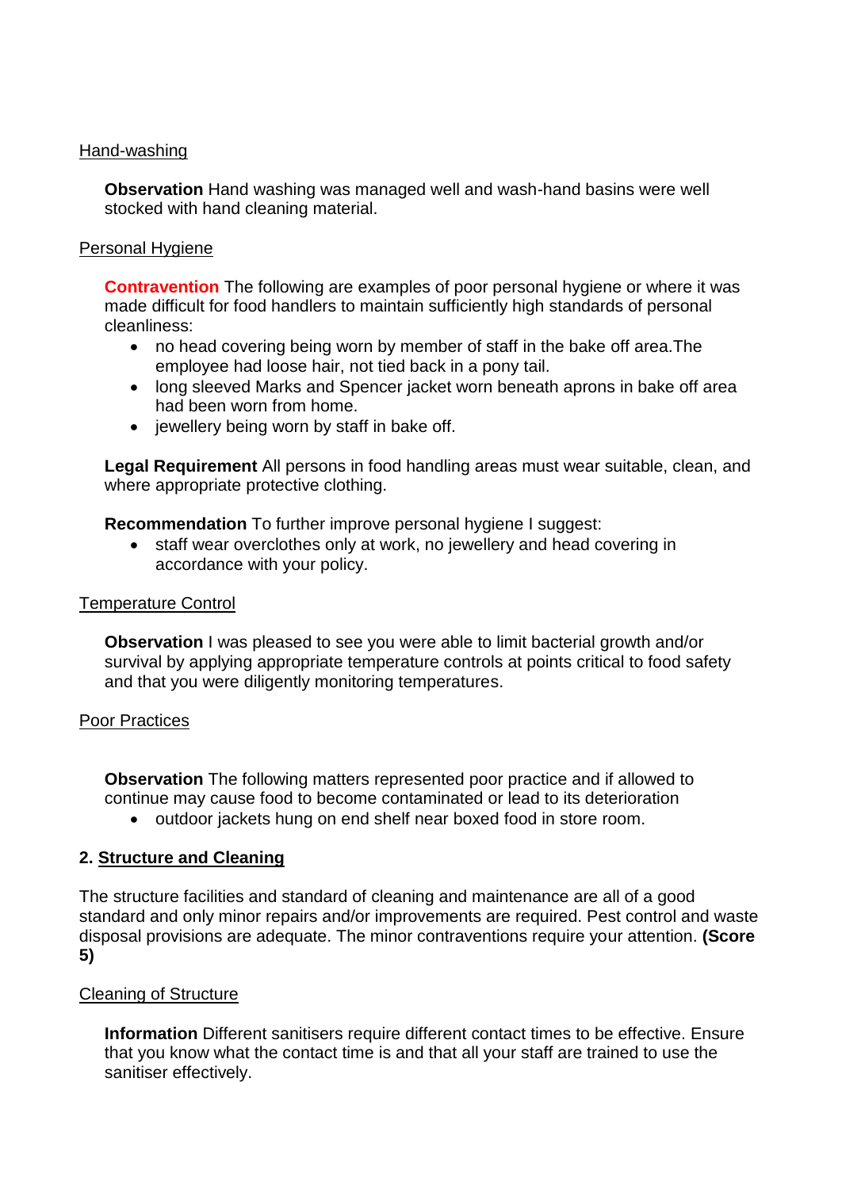Hand-washing

**Observation** Hand washing was managed well and wash-hand basins were well stocked with hand cleaning material.

Personal Hygiene

**Contravention** The following are examples of poor personal hygiene or where it was made difficult for food handlers to maintain sufficiently high standards of personal cleanliness:

- no head covering being worn by member of staff in the bake off area.The employee had loose hair, not tied back in a pony tail.
- long sleeved Marks and Spencer jacket worn beneath aprons in bake off area had been worn from home.
- jewellery being worn by staff in bake off.

**Legal Requirement** All persons in food handling areas must wear suitable, clean, and where appropriate protective clothing.

**Recommendation** To further improve personal hygiene I suggest:

- staff wear overclothes only at work, no jewellery and head covering in accordance with your policy.

Temperature Control

**Observation** I was pleased to see you were able to limit bacterial growth and/or survival by applying appropriate temperature controls at points critical to food safety and that you were diligently monitoring temperatures.

Poor Practices

**Observation** The following matters represented poor practice and if allowed to continue may cause food to become contaminated or lead to its deterioration

- outdoor jackets hung on end shelf near boxed food in store room.

## 2. Structure and Cleaning

The structure facilities and standard of cleaning and maintenance are all of a good standard and only minor repairs and/or improvements are required. Pest control and waste disposal provisions are adequate. The minor contraventions require your attention. **(Score 5)**

Cleaning of Structure

**Information** Different sanitisers require different contact times to be effective. Ensure that you know what the contact time is and that all your staff are trained to use the sanitiser effectively.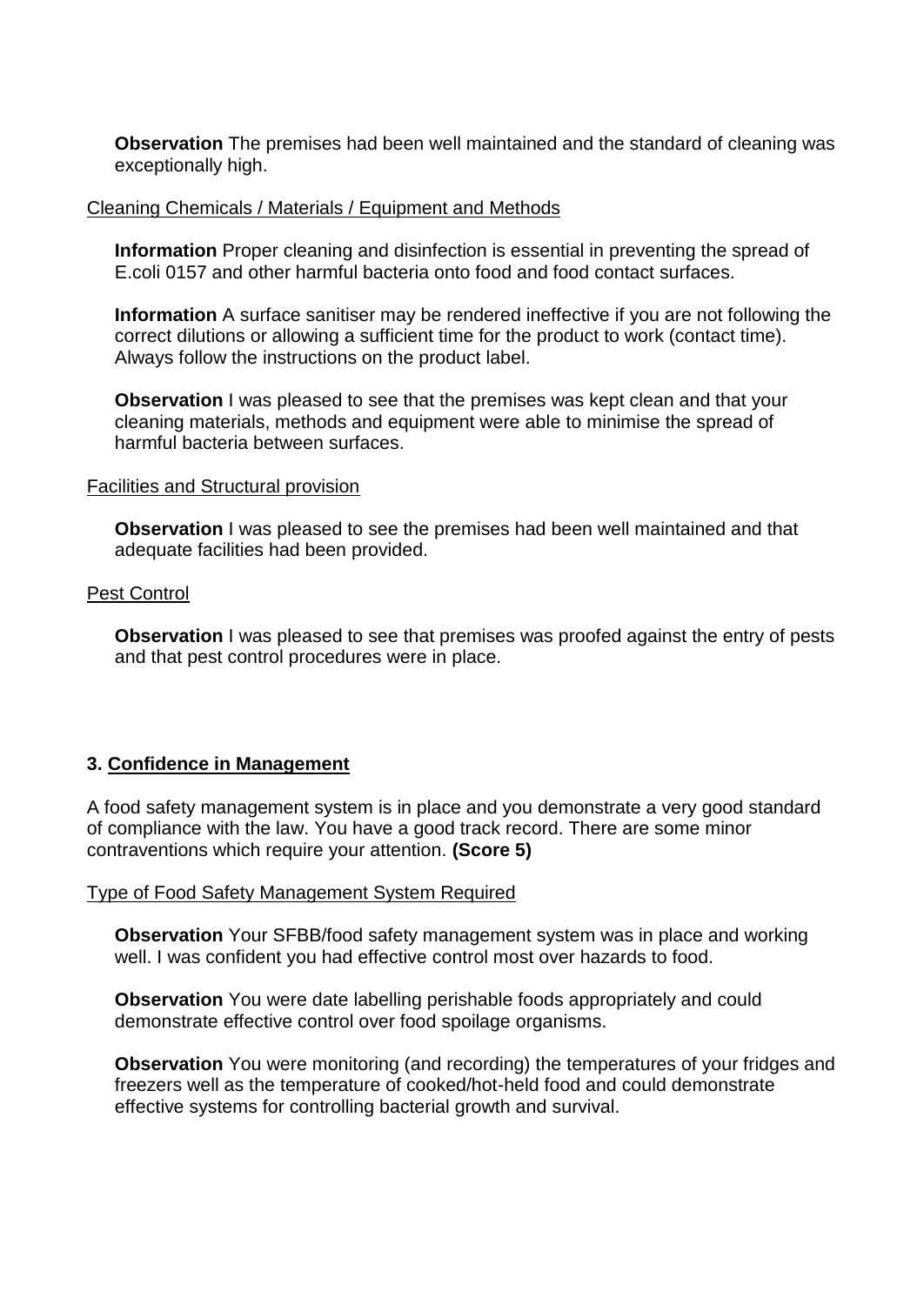**Observation** The premises had been well maintained and the standard of cleaning was exceptionally high.

Cleaning Chemicals / Materials / Equipment and Methods

**Information** Proper cleaning and disinfection is essential in preventing the spread of E.coli 0157 and other harmful bacteria onto food and food contact surfaces.

**Information** A surface sanitiser may be rendered ineffective if you are not following the correct dilutions or allowing a sufficient time for the product to work (contact time). Always follow the instructions on the product label.

**Observation** I was pleased to see that the premises was kept clean and that your cleaning materials, methods and equipment were able to minimise the spread of harmful bacteria between surfaces.

Facilities and Structural provision

**Observation** I was pleased to see the premises had been well maintained and that adequate facilities had been provided.

Pest Control

**Observation** I was pleased to see that premises was proofed against the entry of pests and that pest control procedures were in place.

### 3. Confidence in Management

A food safety management system is in place and you demonstrate a very good standard of compliance with the law. You have a good track record. There are some minor contraventions which require your attention. **(Score 5)**

Type of Food Safety Management System Required

**Observation** Your SFBB/food safety management system was in place and working well. I was confident you had effective control most over hazards to food.

**Observation** You were date labelling perishable foods appropriately and could demonstrate effective control over food spoilage organisms.

**Observation** You were monitoring (and recording) the temperatures of your fridges and freezers well as the temperature of cooked/hot-held food and could demonstrate effective systems for controlling bacterial growth and survival.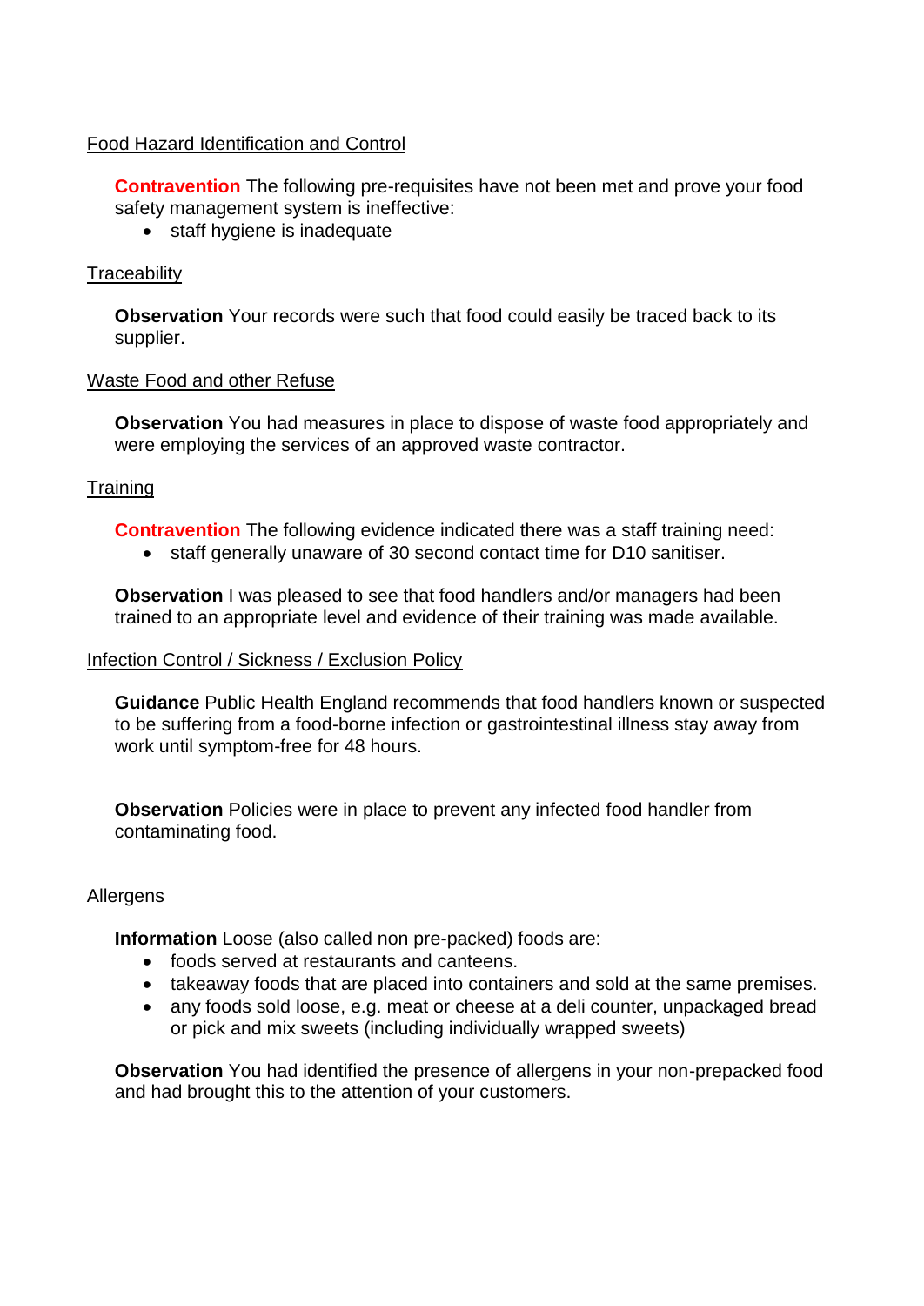Food Hazard Identification and Control

**Contravention** The following pre-requisites have not been met and prove your food safety management system is ineffective:

- staff hygiene is inadequate

Traceability

**Observation** Your records were such that food could easily be traced back to its supplier.

Waste Food and other Refuse

**Observation** You had measures in place to dispose of waste food appropriately and were employing the services of an approved waste contractor.

Training

**Contravention** The following evidence indicated there was a staff training need:

- staff generally unaware of 30 second contact time for D10 sanitiser.

**Observation** I was pleased to see that food handlers and/or managers had been trained to an appropriate level and evidence of their training was made available.

Infection Control / Sickness / Exclusion Policy

**Guidance** Public Health England recommends that food handlers known or suspected to be suffering from a food-borne infection or gastrointestinal illness stay away from work until symptom-free for 48 hours.

**Observation** Policies were in place to prevent any infected food handler from contaminating food.

Allergens

**Information** Loose (also called non pre-packed) foods are:

- foods served at restaurants and canteens.
- takeaway foods that are placed into containers and sold at the same premises.
- any foods sold loose, e.g. meat or cheese at a deli counter, unpackaged bread or pick and mix sweets (including individually wrapped sweets)

**Observation** You had identified the presence of allergens in your non-prepacked food and had brought this to the attention of your customers.